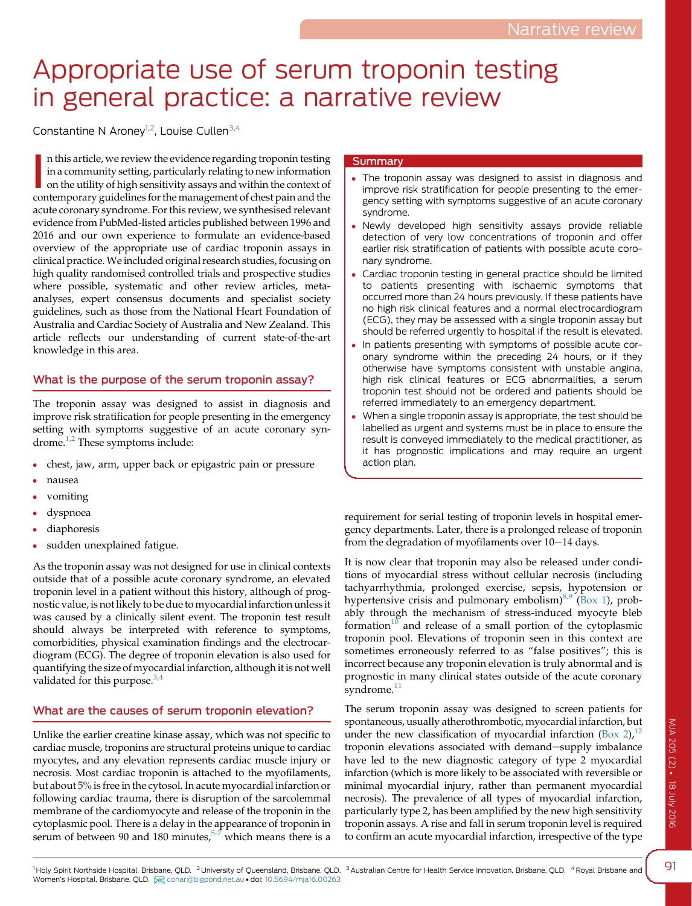Narrative review

# Appropriate use of serum troponin testing in general practice: a narrative review

Constantine N Aroney[1,2], Louise Cullen[3,4]

In this article, we review the evidence regarding troponin testing in a community setting, particularly relating to new information on the utility of high sensitivity assays and within the context of contemporary guidelines for the management of chest pain and the acute coronary syndrome. For this review, we synthesised relevant evidence from PubMed-listed articles published between 1996 and 2016 and our own experience to formulate an evidence-based overview of the appropriate use of cardiac troponin assays in clinical practice. We included original research studies, focusing on high quality randomised controlled trials and prospective studies where possible, systematic and other review articles, meta-analyses, expert consensus documents and specialist society guidelines, such as those from the National Heart Foundation of Australia and Cardiac Society of Australia and New Zealand. This article reflects our understanding of current state-of-the-art knowledge in this area.

## Summary

- The troponin assay was designed to assist in diagnosis and improve risk stratification for people presenting to the emergency setting with symptoms suggestive of an acute coronary syndrome.
- Newly developed high sensitivity assays provide reliable detection of very low concentrations of troponin and offer earlier risk stratification of patients with possible acute coronary syndrome.
- Cardiac troponin testing in general practice should be limited to patients presenting with ischaemic symptoms that occurred more than 24 hours previously. If these patients have no high risk clinical features and a normal electrocardiogram (ECG), they may be assessed with a single troponin assay but should be referred urgently to hospital if the result is elevated.
- In patients presenting with symptoms of possible acute coronary syndrome within the preceding 24 hours, or if they otherwise have symptoms consistent with unstable angina, high risk clinical features or ECG abnormalities, a serum troponin test should not be ordered and patients should be referred immediately to an emergency department.
- When a single troponin assay is appropriate, the test should be labelled as urgent and systems must be in place to ensure the result is conveyed immediately to the medical practitioner, as it has prognostic implications and may require an urgent action plan.

## What is the purpose of the serum troponin assay?

The troponin assay was designed to assist in diagnosis and improve risk stratification for people presenting in the emergency setting with symptoms suggestive of an acute coronary syndrome.[1,2] These symptoms include:

- chest, jaw, arm, upper back or epigastric pain or pressure
- nausea
- vomiting
- dyspnoea
- diaphoresis
- sudden unexplained fatigue.

As the troponin assay was not designed for use in clinical contexts outside that of a possible acute coronary syndrome, an elevated troponin level in a patient without this history, although of prognostic value, is not likely to be due to myocardial infarction unless it was caused by a clinically silent event. The troponin test result should always be interpreted with reference to symptoms, comorbidities, physical examination findings and the electrocardiogram (ECG). The degree of troponin elevation is also used for quantifying the size of myocardial infarction, although it is not well validated for this purpose.[3,4]

## What are the causes of serum troponin elevation?

Unlike the earlier creatine kinase assay, which was not specific to cardiac muscle, troponins are structural proteins unique to cardiac myocytes, and any elevation represents cardiac muscle injury or necrosis. Most cardiac troponin is attached to the myofilaments, but about 5% is free in the cytosol. In acute myocardial infarction or following cardiac trauma, there is disruption of the sarcolemmal membrane of the cardiomyocyte and release of the troponin in the cytoplasmic pool. There is a delay in the appearance of troponin in serum of between 90 and 180 minutes,[5-7] which means there is a requirement for serial testing of troponin levels in hospital emergency departments. Later, there is a prolonged release of troponin from the degradation of myofilaments over 10–14 days.

It is now clear that troponin may also be released under conditions of myocardial stress without cellular necrosis (including tachyarrhythmia, prolonged exercise, sepsis, hypotension or hypertensive crisis and pulmonary embolism)[8,9] (Box 1), probably through the mechanism of stress-induced myocyte bleb formation[10] and release of a small portion of the cytoplasmic troponin pool. Elevations of troponin seen in this context are sometimes erroneously referred to as "false positives"; this is incorrect because any troponin elevation is truly abnormal and is prognostic in many clinical states outside of the acute coronary syndrome.[11]

The serum troponin assay was designed to screen patients for spontaneous, usually atherothrombotic, myocardial infarction, but under the new classification of myocardial infarction (Box 2),[12] troponin elevations associated with demand–supply imbalance have led to the new diagnostic category of type 2 myocardial infarction (which is more likely to be associated with reversible or minimal myocardial injury, rather than permanent myocardial necrosis). The prevalence of all types of myocardial infarction, particularly type 2, has been amplified by the new high sensitivity troponin assays. A rise and fall in serum troponin level is required to confirm an acute myocardial infarction, irrespective of the type

[1] Holy Spirit Northside Hospital, Brisbane, QLD. [2] University of Queensland, Brisbane, QLD. [3] Australian Centre for Health Service Innovation, Brisbane, QLD. [4] Royal Brisbane and Women's Hospital, Brisbane, QLD. conar@bigpond.net.au • doi: 10.5694/mja16.00263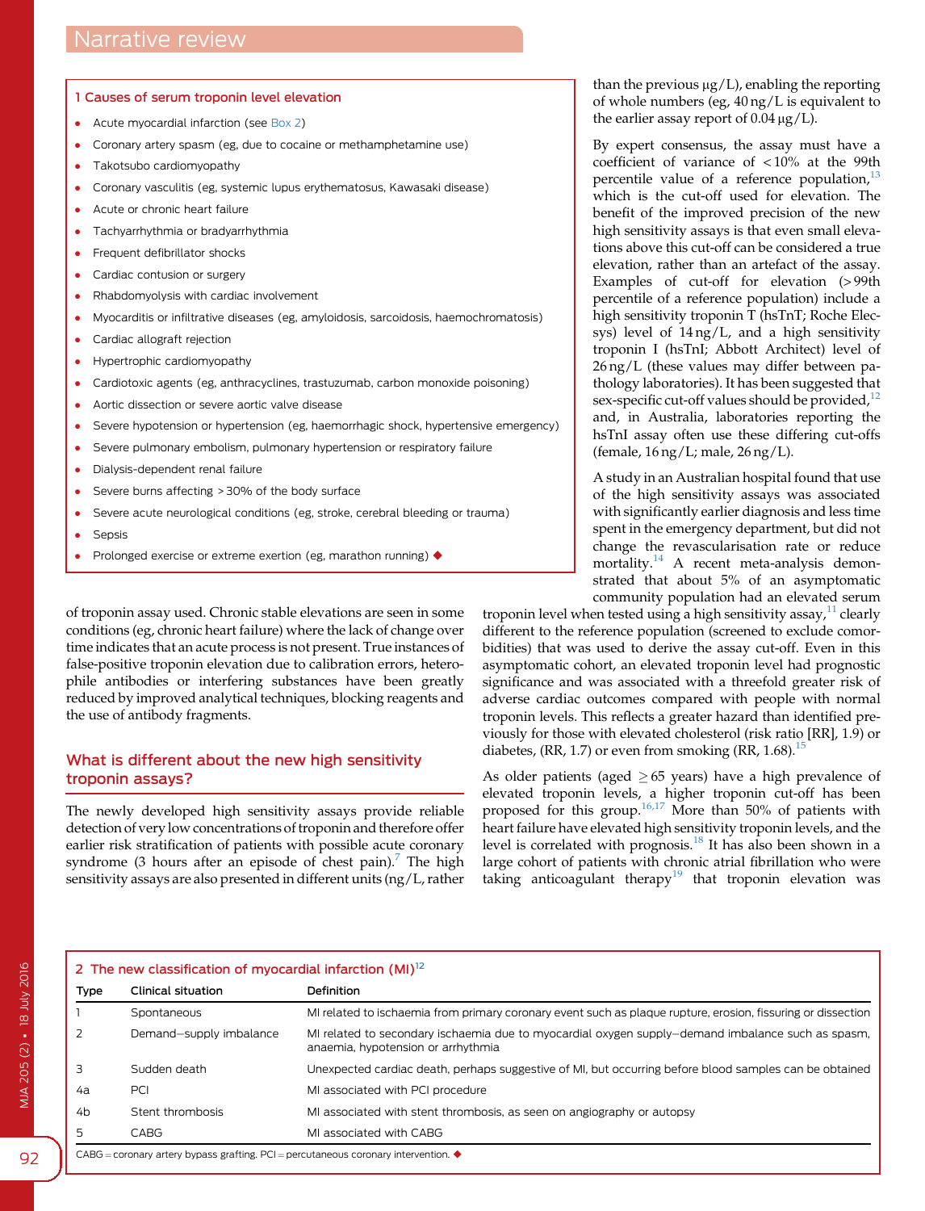### 1 Causes of serum troponin level elevation

- Acute myocardial infarction (see Box 2)
- Coronary artery spasm (eg, due to cocaine or methamphetamine use)
- Takotsubo cardiomyopathy
- Coronary vasculitis (eg, systemic lupus erythematosus, Kawasaki disease)
- Acute or chronic heart failure
- Tachyarrhythmia or bradyarrhythmia
- Frequent defibrillator shocks
- Cardiac contusion or surgery
- Rhabdomyolysis with cardiac involvement
- Myocarditis or infiltrative diseases (eg, amyloidosis, sarcoidosis, haemochromatosis)
- Cardiac allograft rejection
- Hypertrophic cardiomyopathy
- Cardiotoxic agents (eg, anthracyclines, trastuzumab, carbon monoxide poisoning)
- Aortic dissection or severe aortic valve disease
- Severe hypotension or hypertension (eg, haemorrhagic shock, hypertensive emergency)
- Severe pulmonary embolism, pulmonary hypertension or respiratory failure
- Dialysis-dependent renal failure
- Severe burns affecting >30% of the body surface
- Severe acute neurological conditions (eg, stroke, cerebral bleeding or trauma)
- Sepsis
- Prolonged exercise or extreme exertion (eg, marathon running) ◆

of troponin assay used. Chronic stable elevations are seen in some conditions (eg, chronic heart failure) where the lack of change over time indicates that an acute process is not present. True instances of false-positive troponin elevation due to calibration errors, heterophile antibodies or interfering substances have been greatly reduced by improved analytical techniques, blocking reagents and the use of antibody fragments.

## What is different about the new high sensitivity troponin assays?

The newly developed high sensitivity assays provide reliable detection of very low concentrations of troponin and therefore offer earlier risk stratification of patients with possible acute coronary syndrome (3 hours after an episode of chest pain).[7] The high sensitivity assays are also presented in different units (ng/L, rather than the previous μg/L), enabling the reporting of whole numbers (eg, 40 ng/L is equivalent to the earlier assay report of 0.04 μg/L).

By expert consensus, the assay must have a coefficient of variance of <10% at the 99th percentile value of a reference population,[13] which is the cut-off used for elevation. The benefit of the improved precision of the new high sensitivity assays is that even small elevations above this cut-off can be considered a true elevation, rather than an artefact of the assay. Examples of cut-off for elevation (>99th percentile of a reference population) include a high sensitivity troponin T (hsTnT; Roche Elecsys) level of 14 ng/L, and a high sensitivity troponin I (hsTnI; Abbott Architect) level of 26 ng/L (these values may differ between pathology laboratories). It has been suggested that sex-specific cut-off values should be provided,[12] and, in Australia, laboratories reporting the hsTnI assay often use these differing cut-offs (female, 16 ng/L; male, 26 ng/L).

A study in an Australian hospital found that use of the high sensitivity assays was associated with significantly earlier diagnosis and less time spent in the emergency department, but did not change the revascularisation rate or reduce mortality.[14] A recent meta-analysis demonstrated that about 5% of an asymptomatic community population had an elevated serum troponin level when tested using a high sensitivity assay,[11] clearly different to the reference population (screened to exclude comorbidities) that was used to derive the assay cut-off. Even in this asymptomatic cohort, an elevated troponin level had prognostic significance and was associated with a threefold greater risk of adverse cardiac outcomes compared with people with normal troponin levels. This reflects a greater hazard than identified previously for those with elevated cholesterol (risk ratio [RR], 1.9) or diabetes, (RR, 1.7) or even from smoking (RR, 1.68).[15]

As older patients (aged ≥65 years) have a high prevalence of elevated troponin levels, a higher troponin cut-off has been proposed for this group.[16,17] More than 50% of patients with heart failure have elevated high sensitivity troponin levels, and the level is correlated with prognosis.[18] It has also been shown in a large cohort of patients with chronic atrial fibrillation who were taking anticoagulant therapy[19] that troponin elevation was

### 2 The new classification of myocardial infarction (MI)[12]

| Type | Clinical situation | Definition |
|---|---|---|
| 1 | Spontaneous | MI related to ischaemia from primary coronary event such as plaque rupture, erosion, fissuring or dissection |
| 2 | Demand–supply imbalance | MI related to secondary ischaemia due to myocardial oxygen supply–demand imbalance such as spasm, anaemia, hypotension or arrhythmia |
| 3 | Sudden death | Unexpected cardiac death, perhaps suggestive of MI, but occurring before blood samples can be obtained |
| 4a | PCI | MI associated with PCI procedure |
| 4b | Stent thrombosis | MI associated with stent thrombosis, as seen on angiography or autopsy |
| 5 | CABG | MI associated with CABG |

CABG = coronary artery bypass grafting. PCI = percutaneous coronary intervention. ◆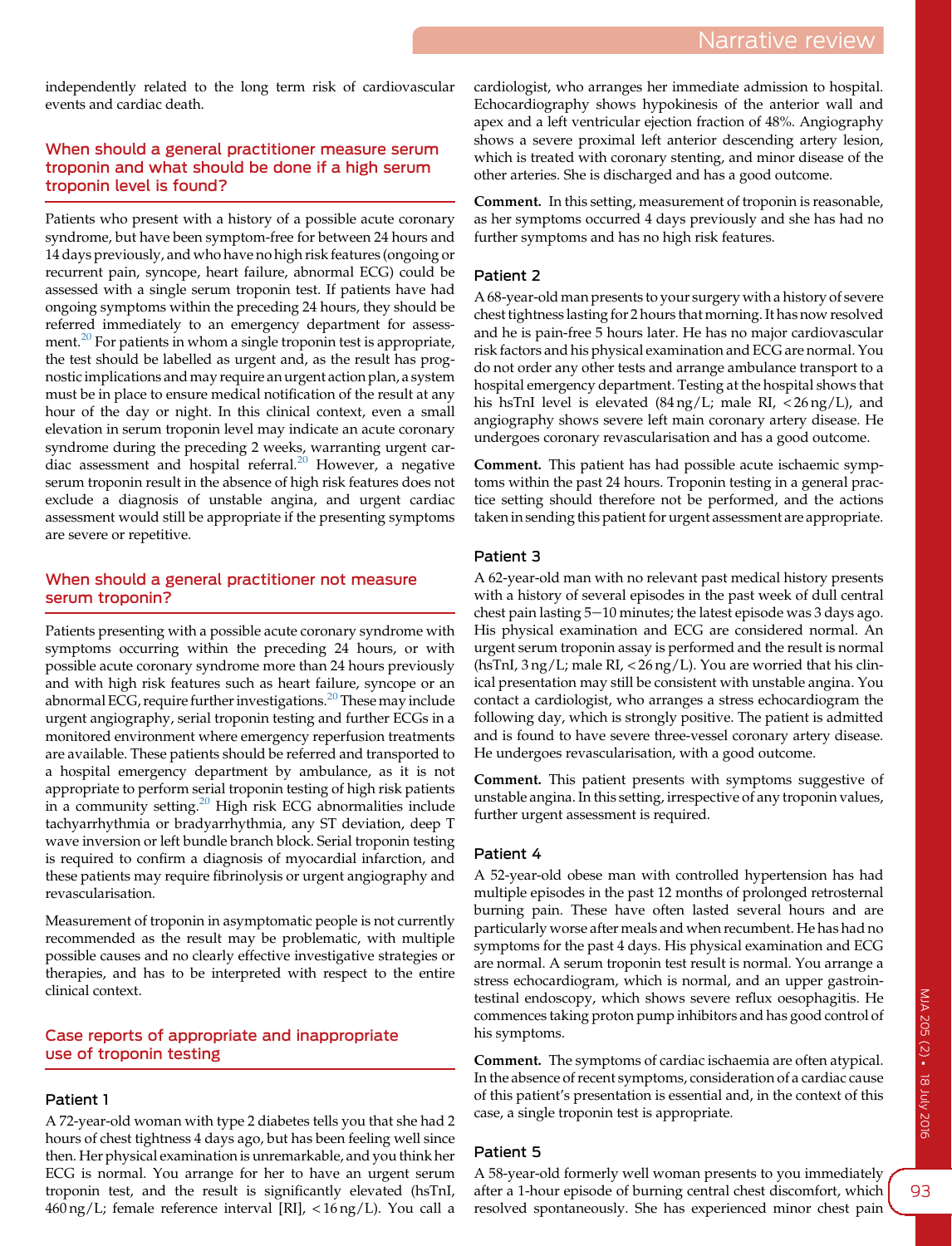independently related to the long term risk of cardiovascular events and cardiac death.

## When should a general practitioner measure serum troponin and what should be done if a high serum troponin level is found?

Patients who present with a history of a possible acute coronary syndrome, but have been symptom-free for between 24 hours and 14 days previously, and who have no high risk features (ongoing or recurrent pain, syncope, heart failure, abnormal ECG) could be assessed with a single serum troponin test. If patients have had ongoing symptoms within the preceding 24 hours, they should be referred immediately to an emergency department for assessment.[20] For patients in whom a single troponin test is appropriate, the test should be labelled as urgent and, as the result has prognostic implications and may require an urgent action plan, a system must be in place to ensure medical notification of the result at any hour of the day or night. In this clinical context, even a small elevation in serum troponin level may indicate an acute coronary syndrome during the preceding 2 weeks, warranting urgent cardiac assessment and hospital referral.[20] However, a negative serum troponin result in the absence of high risk features does not exclude a diagnosis of unstable angina, and urgent cardiac assessment would still be appropriate if the presenting symptoms are severe or repetitive.

## When should a general practitioner not measure serum troponin?

Patients presenting with a possible acute coronary syndrome with symptoms occurring within the preceding 24 hours, or with possible acute coronary syndrome more than 24 hours previously and with high risk features such as heart failure, syncope or an abnormal ECG, require further investigations.[20] These may include urgent angiography, serial troponin testing and further ECGs in a monitored environment where emergency reperfusion treatments are available. These patients should be referred and transported to a hospital emergency department by ambulance, as it is not appropriate to perform serial troponin testing of high risk patients in a community setting.[20] High risk ECG abnormalities include tachyarrhythmia or bradyarrhythmia, any ST deviation, deep T wave inversion or left bundle branch block. Serial troponin testing is required to confirm a diagnosis of myocardial infarction, and these patients may require fibrinolysis or urgent angiography and revascularisation.

Measurement of troponin in asymptomatic people is not currently recommended as the result may be problematic, with multiple possible causes and no clearly effective investigative strategies or therapies, and has to be interpreted with respect to the entire clinical context.

## Case reports of appropriate and inappropriate use of troponin testing

### Patient 1

A 72-year-old woman with type 2 diabetes tells you that she had 2 hours of chest tightness 4 days ago, but has been feeling well since then. Her physical examination is unremarkable, and you think her ECG is normal. You arrange for her to have an urgent serum troponin test, and the result is significantly elevated (hsTnI, 460 ng/L; female reference interval [RI], < 16 ng/L). You call a cardiologist, who arranges her immediate admission to hospital. Echocardiography shows hypokinesis of the anterior wall and apex and a left ventricular ejection fraction of 48%. Angiography shows a severe proximal left anterior descending artery lesion, which is treated with coronary stenting, and minor disease of the other arteries. She is discharged and has a good outcome.

**Comment.** In this setting, measurement of troponin is reasonable, as her symptoms occurred 4 days previously and she has had no further symptoms and has no high risk features.

### Patient 2

A 68-year-old man presents to your surgery with a history of severe chest tightness lasting for 2 hours that morning. It has now resolved and he is pain-free 5 hours later. He has no major cardiovascular risk factors and his physical examination and ECG are normal. You do not order any other tests and arrange ambulance transport to a hospital emergency department. Testing at the hospital shows that his hsTnI level is elevated (84 ng/L; male RI, < 26 ng/L), and angiography shows severe left main coronary artery disease. He undergoes coronary revascularisation and has a good outcome.

**Comment.** This patient has had possible acute ischaemic symptoms within the past 24 hours. Troponin testing in a general practice setting should therefore not be performed, and the actions taken in sending this patient for urgent assessment are appropriate.

### Patient 3

A 62-year-old man with no relevant past medical history presents with a history of several episodes in the past week of dull central chest pain lasting 5–10 minutes; the latest episode was 3 days ago. His physical examination and ECG are considered normal. An urgent serum troponin assay is performed and the result is normal (hsTnI, 3 ng/L; male RI, < 26 ng/L). You are worried that his clinical presentation may still be consistent with unstable angina. You contact a cardiologist, who arranges a stress echocardiogram the following day, which is strongly positive. The patient is admitted and is found to have severe three-vessel coronary artery disease. He undergoes revascularisation, with a good outcome.

**Comment.** This patient presents with symptoms suggestive of unstable angina. In this setting, irrespective of any troponin values, further urgent assessment is required.

### Patient 4

A 52-year-old obese man with controlled hypertension has had multiple episodes in the past 12 months of prolonged retrosternal burning pain. These have often lasted several hours and are particularly worse after meals and when recumbent. He has had no symptoms for the past 4 days. His physical examination and ECG are normal. A serum troponin test result is normal. You arrange a stress echocardiogram, which is normal, and an upper gastrointestinal endoscopy, which shows severe reflux oesophagitis. He commences taking proton pump inhibitors and has good control of his symptoms.

**Comment.** The symptoms of cardiac ischaemia are often atypical. In the absence of recent symptoms, consideration of a cardiac cause of this patient's presentation is essential and, in the context of this case, a single troponin test is appropriate.

### Patient 5

A 58-year-old formerly well woman presents to you immediately after a 1-hour episode of burning central chest discomfort, which resolved spontaneously. She has experienced minor chest pain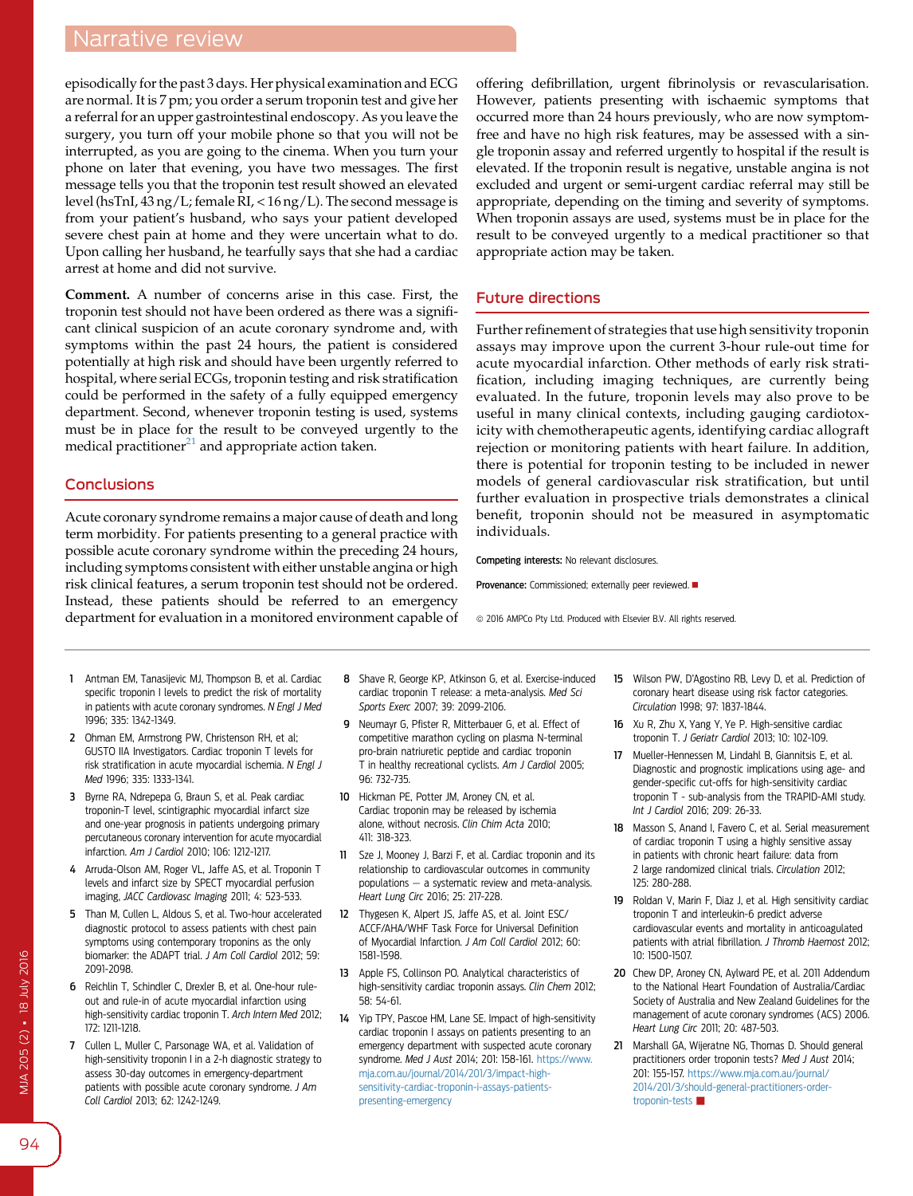episodically for the past 3 days. Her physical examination and ECG are normal. It is 7 pm; you order a serum troponin test and give her a referral for an upper gastrointestinal endoscopy. As you leave the surgery, you turn off your mobile phone so that you will not be interrupted, as you are going to the cinema. When you turn your phone on later that evening, you have two messages. The first message tells you that the troponin test result showed an elevated level (hsTnI, 43 ng/L; female RI, < 16 ng/L). The second message is from your patient's husband, who says your patient developed severe chest pain at home and they were uncertain what to do. Upon calling her husband, he tearfully says that she had a cardiac arrest at home and did not survive.

**Comment.** A number of concerns arise in this case. First, the troponin test should not have been ordered as there was a significant clinical suspicion of an acute coronary syndrome and, with symptoms within the past 24 hours, the patient is considered potentially at high risk and should have been urgently referred to hospital, where serial ECGs, troponin testing and risk stratification could be performed in the safety of a fully equipped emergency department. Second, whenever troponin testing is used, systems must be in place for the result to be conveyed urgently to the medical practitioner[21] and appropriate action taken.

## Conclusions

Acute coronary syndrome remains a major cause of death and long term morbidity. For patients presenting to a general practice with possible acute coronary syndrome within the preceding 24 hours, including symptoms consistent with either unstable angina or high risk clinical features, a serum troponin test should not be ordered. Instead, these patients should be referred to an emergency department for evaluation in a monitored environment capable of offering defibrillation, urgent fibrinolysis or revascularisation. However, patients presenting with ischaemic symptoms that occurred more than 24 hours previously, who are now symptom-free and have no high risk features, may be assessed with a single troponin assay and referred urgently to hospital if the result is elevated. If the troponin result is negative, unstable angina is not excluded and urgent or semi-urgent cardiac referral may still be appropriate, depending on the timing and severity of symptoms. When troponin assays are used, systems must be in place for the result to be conveyed urgently to a medical practitioner so that appropriate action may be taken.

## Future directions

Further refinement of strategies that use high sensitivity troponin assays may improve upon the current 3-hour rule-out time for acute myocardial infarction. Other methods of early risk stratification, including imaging techniques, are currently being evaluated. In the future, troponin levels may also prove to be useful in many clinical contexts, including gauging cardiotoxicity with chemotherapeutic agents, identifying cardiac allograft rejection or monitoring patients with heart failure. In addition, there is potential for troponin testing to be included in newer models of general cardiovascular risk stratification, but until further evaluation in prospective trials demonstrates a clinical benefit, troponin should not be measured in asymptomatic individuals.

**Competing interests:** No relevant disclosures.

**Provenance:** Commissioned; externally peer reviewed.

© 2016 AMPCo Pty Ltd. Produced with Elsevier B.V. All rights reserved.

1. Antman EM, Tanasijevic MJ, Thompson B, et al. Cardiac specific troponin I levels to predict the risk of mortality in patients with acute coronary syndromes. *N Engl J Med* 1996; 335: 1342-1349.
2. Ohman EM, Armstrong PW, Christenson RH, et al; GUSTO IIA Investigators. Cardiac troponin T levels for risk stratification in acute myocardial ischemia. *N Engl J Med* 1996; 335: 1333-1341.
3. Byrne RA, Ndrepepa G, Braun S, et al. Peak cardiac troponin-T level, scintigraphic myocardial infarct size and one-year prognosis in patients undergoing primary percutaneous coronary intervention for acute myocardial infarction. *Am J Cardiol* 2010; 106: 1212-1217.
4. Arruda-Olson AM, Roger VL, Jaffe AS, et al. Troponin T levels and infarct size by SPECT myocardial perfusion imaging. *JACC Cardiovasc Imaging* 2011; 4: 523-533.
5. Than M, Cullen L, Aldous S, et al. Two-hour accelerated diagnostic protocol to assess patients with chest pain symptoms using contemporary troponins as the only biomarker: the ADAPT trial. *J Am Coll Cardiol* 2012; 59: 2091-2098.
6. Reichlin T, Schindler C, Drexler B, et al. One-hour rule-out and rule-in of acute myocardial infarction using high-sensitivity cardiac troponin T. *Arch Intern Med* 2012; 172: 1211-1218.
7. Cullen L, Muller C, Parsonage WA, et al. Validation of high-sensitivity troponin I in a 2-h diagnostic strategy to assess 30-day outcomes in emergency-department patients with possible acute coronary syndrome. *J Am Coll Cardiol* 2013; 62: 1242-1249.
8. Shave R, George KP, Atkinson G, et al. Exercise-induced cardiac troponin T release: a meta-analysis. *Med Sci Sports Exerc* 2007; 39: 2099-2106.
9. Neumayr G, Pfister R, Mitterbauer G, et al. Effect of competitive marathon cycling on plasma N-terminal pro-brain natriuretic peptide and cardiac troponin T in healthy recreational cyclists. *Am J Cardiol* 2005; 96: 732-735.
10. Hickman PE, Potter JM, Aroney CN, et al. Cardiac troponin may be released by ischemia alone, without necrosis. *Clin Chim Acta* 2010; 411: 318-323.
11. Sze J, Mooney J, Barzi F, et al. Cardiac troponin and its relationship to cardiovascular outcomes in community populations — a systematic review and meta-analysis. *Heart Lung Circ* 2016; 25: 217-228.
12. Thygesen K, Alpert JS, Jaffe AS, et al. Joint ESC/ACCF/AHA/WHF Task Force for Universal Definition of Myocardial Infarction. *J Am Coll Cardiol* 2012; 60: 1581-1598.
13. Apple FS, Collinson PO. Analytical characteristics of high-sensitivity cardiac troponin assays. *Clin Chem* 2012; 58: 54-61.
14. Yip TPY, Pascoe HM, Lane SE. Impact of high-sensitivity cardiac troponin I assays on patients presenting to an emergency department with suspected acute coronary syndrome. *Med J Aust* 2014; 201: 158-161. https://www.mja.com.au/journal/2014/201/3/impact-high-sensitivity-cardiac-troponin-i-assays-patients-presenting-emergency
15. Wilson PW, D'Agostino RB, Levy D, et al. Prediction of coronary heart disease using risk factor categories. *Circulation* 1998; 97: 1837-1844.
16. Xu R, Zhu X, Yang Y, Ye P. High-sensitive cardiac troponin T. *J Geriatr Cardiol* 2013; 10: 102-109.
17. Mueller-Hennessen M, Lindahl B, Giannitsis E, et al. Diagnostic and prognostic implications using age- and gender-specific cut-offs for high-sensitivity cardiac troponin T - sub-analysis from the TRAPID-AMI study. *Int J Cardiol* 2016; 209: 26-33.
18. Masson S, Anand I, Favero C, et al. Serial measurement of cardiac troponin T using a highly sensitive assay in patients with chronic heart failure: data from 2 large randomized clinical trials. *Circulation* 2012; 125: 280-288.
19. Roldan V, Marin F, Diaz J, et al. High sensitivity cardiac troponin T and interleukin-6 predict adverse cardiovascular events and mortality in anticoagulated patients with atrial fibrillation. *J Thromb Haemost* 2012; 10: 1500-1507.
20. Chew DP, Aroney CN, Aylward PE, et al. 2011 Addendum to the National Heart Foundation of Australia/Cardiac Society of Australia and New Zealand Guidelines for the management of acute coronary syndromes (ACS) 2006. *Heart Lung Circ* 2011; 20: 487-502.
21. Marshall GA, Wijeratne NG, Thomas D. Should general practitioners order troponin tests? *Med J Aust* 2014; 201: 155-157. https://www.mja.com.au/journal/2014/201/3/should-general-practitioners-order-troponin-tests